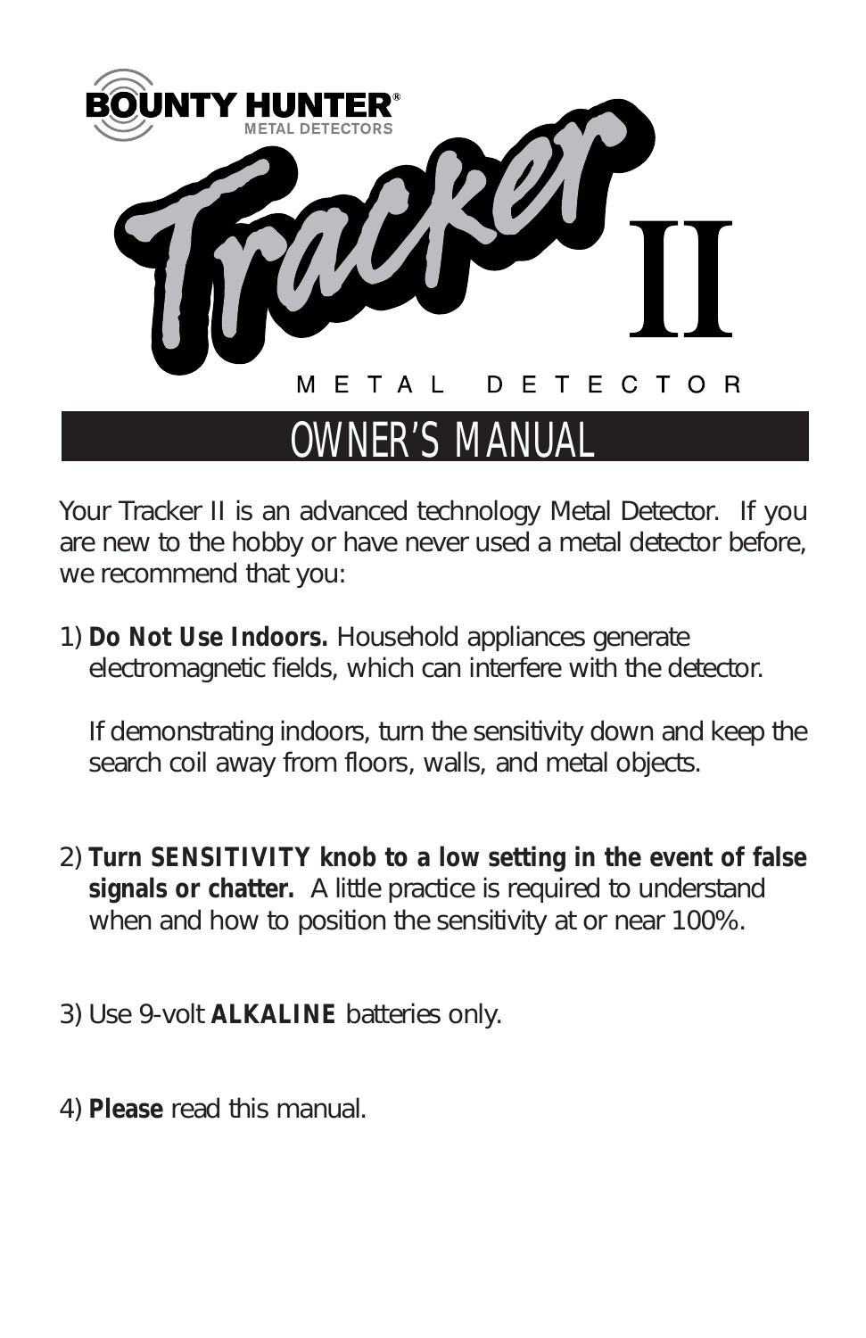# BOUNTY HUNTER®

METAL DETECTORS

# Tracker II

METAL DETECTOR

## OWNER'S MANUAL

Your Tracker II is an advanced technology Metal Detector. If you are new to the hobby or have never used a metal detector before, we recommend that you:

1) **Do Not Use Indoors.** Household appliances generate electromagnetic fields, which can interfere with the detector.

   If demonstrating indoors, turn the sensitivity down and keep the search coil away from floors, walls, and metal objects.

2) **Turn SENSITIVITY knob to a low setting in the event of false signals or chatter.** A little practice is required to understand when and how to position the sensitivity at or near 100%.

3) Use 9-volt **ALKALINE** batteries only.

4) **Please** read this manual.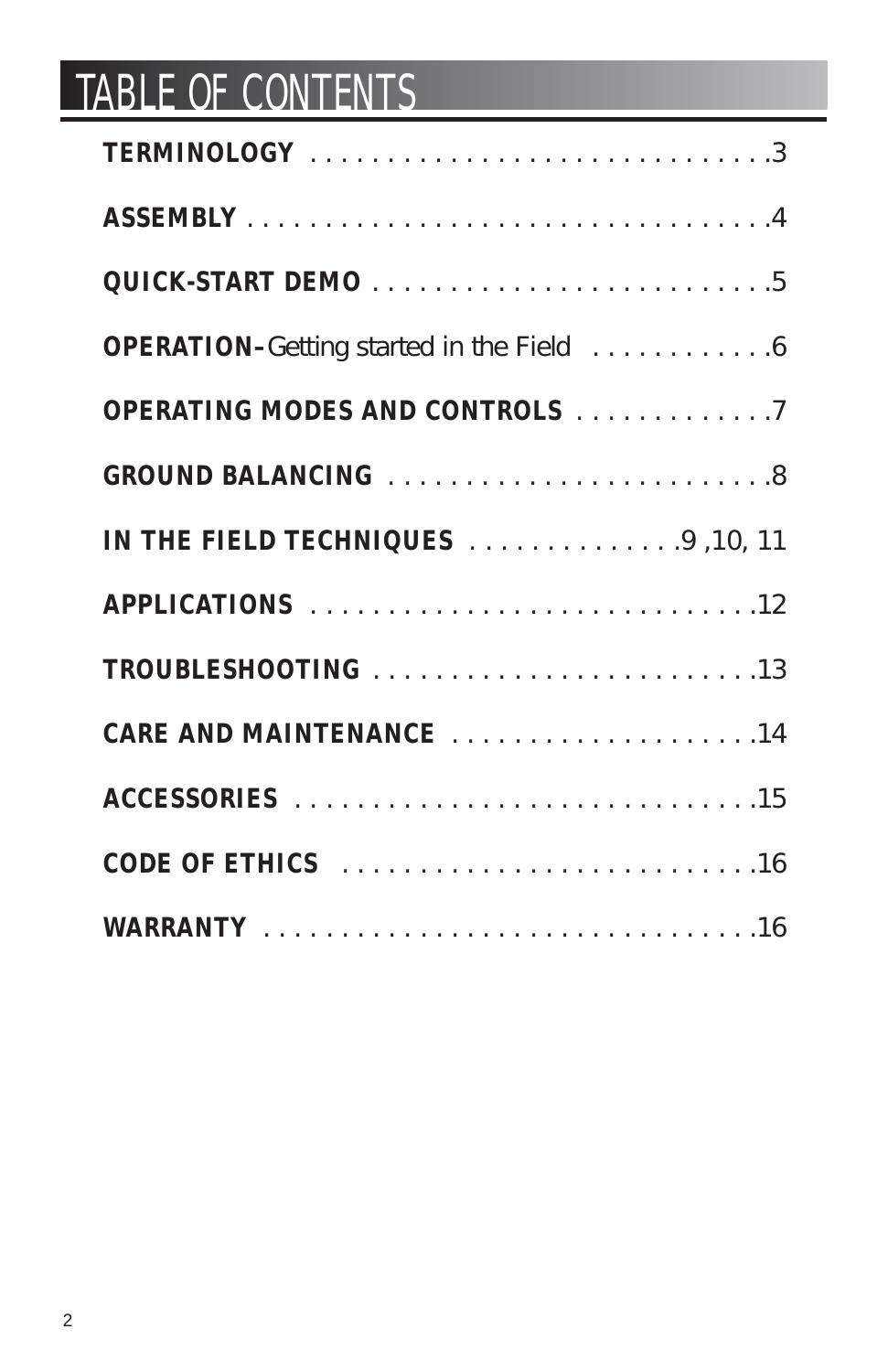# TABLE OF CONTENTS

**TERMINOLOGY** . . . . . . . . . . . . . . . . . . . . . . . . . . . . . . .3

**ASSEMBLY** . . . . . . . . . . . . . . . . . . . . . . . . . . . . . . . . . .4

**QUICK-START DEMO** . . . . . . . . . . . . . . . . . . . . . . . . . .5

**OPERATION–**Getting started in the Field . . . . . . . . . . . .6

**OPERATING MODES AND CONTROLS** . . . . . . . . . . . . .7

**GROUND BALANCING** . . . . . . . . . . . . . . . . . . . . . . . . .8

**IN THE FIELD TECHNIQUES** . . . . . . . . . . . . . .9 ,10, 11

**APPLICATIONS** . . . . . . . . . . . . . . . . . . . . . . . . . . . . .12

**TROUBLESHOOTING** . . . . . . . . . . . . . . . . . . . . . . . . .13

**CARE AND MAINTENANCE** . . . . . . . . . . . . . . . . . . . .14

**ACCESSORIES** . . . . . . . . . . . . . . . . . . . . . . . . . . . . . .15

**CODE OF ETHICS** . . . . . . . . . . . . . . . . . . . . . . . . . . .16

**WARRANTY** . . . . . . . . . . . . . . . . . . . . . . . . . . . . . . . .16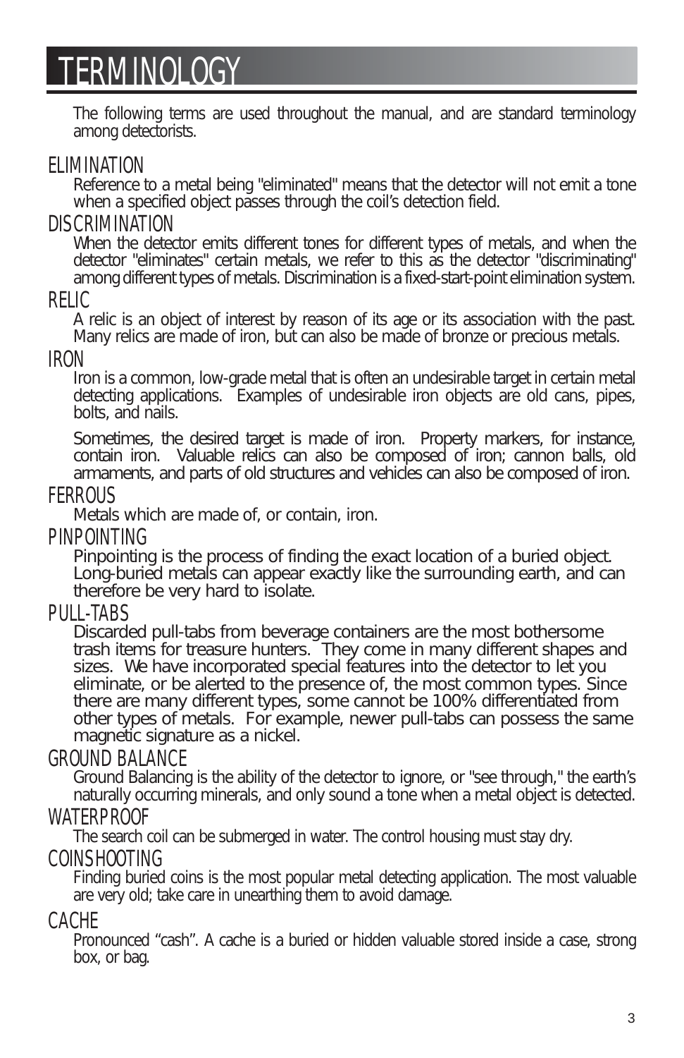# TERMINOLOGY

The following terms are used throughout the manual, and are standard terminology among detectorists.

## ELIMINATION

Reference to a metal being "eliminated" means that the detector will not emit a tone when a specified object passes through the coil's detection field.

## DISCRIMINATION

When the detector emits different tones for different types of metals, and when the detector "eliminates" certain metals, we refer to this as the detector "discriminating" among different types of metals. Discrimination is a fixed-start-point elimination system.

## RELIC

A relic is an object of interest by reason of its age or its association with the past. Many relics are made of iron, but can also be made of bronze or precious metals.

## IRON

Iron is a common, low-grade metal that is often an undesirable target in certain metal detecting applications. Examples of undesirable iron objects are old cans, pipes, bolts, and nails.

Sometimes, the desired target is made of iron. Property markers, for instance, contain iron. Valuable relics can also be composed of iron; cannon balls, old armaments, and parts of old structures and vehicles can also be composed of iron.

## FERROUS

Metals which are made of, or contain, iron.

## PINPOINTING

Pinpointing is the process of finding the exact location of a buried object. Long-buried metals can appear exactly like the surrounding earth, and can therefore be very hard to isolate.

## PULL-TABS

Discarded pull-tabs from beverage containers are the most bothersome trash items for treasure hunters. They come in many different shapes and sizes. We have incorporated special features into the detector to let you eliminate, or be alerted to the presence of, the most common types. Since there are many different types, some cannot be 100% differentiated from other types of metals. For example, newer pull-tabs can possess the same magnetic signature as a nickel.

## GROUND BALANCE

Ground Balancing is the ability of the detector to ignore, or "see through," the earth's naturally occurring minerals, and only sound a tone when a metal object is detected.

## WATERPROOF

The search coil can be submerged in water. The control housing must stay dry.

## COINSHOOTING

Finding buried coins is the most popular metal detecting application. The most valuable are very old; take care in unearthing them to avoid damage.

## CACHE

Pronounced "cash". A cache is a buried or hidden valuable stored inside a case, strong box, or bag.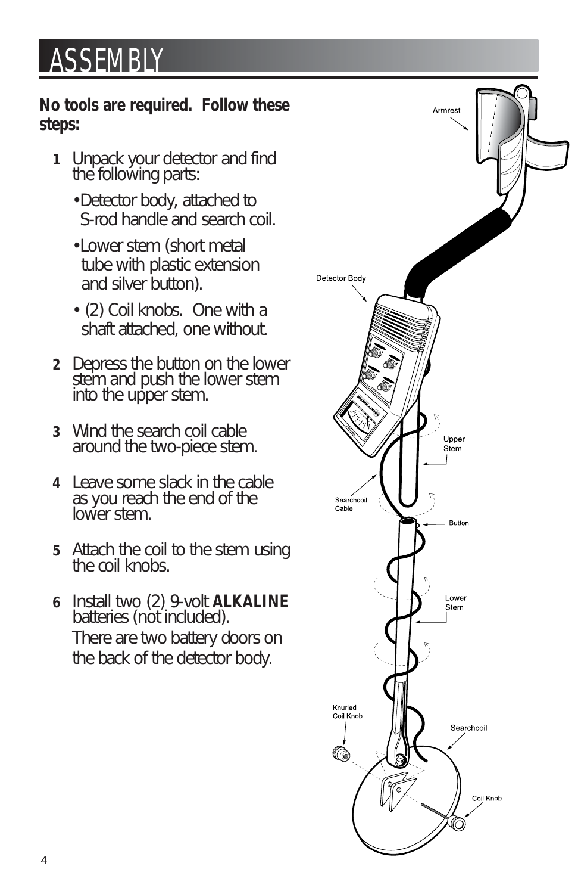# ASSEMBLY

**No tools are required. Follow these steps:**

1. Unpack your detector and find the following parts:
   - Detector body, attached to S-rod handle and search coil.
   - Lower stem (short metal tube with plastic extension and silver button).
   - (2) Coil knobs. One with a shaft attached, one without.
2. Depress the button on the lower stem and push the lower stem into the upper stem.
3. Wind the search coil cable around the two-piece stem.
4. Leave some slack in the cable as you reach the end of the lower stem.
5. Attach the coil to the stem using the coil knobs.
6. Install two (2) 9-volt **ALKALINE** batteries (not included). There are two battery doors on the back of the detector body.

Armrest

Detector Body

Upper Stem

Searchcoil Cable

Button

Lower Stem

Knurled Coil Knob

Searchcoil

Coil Knob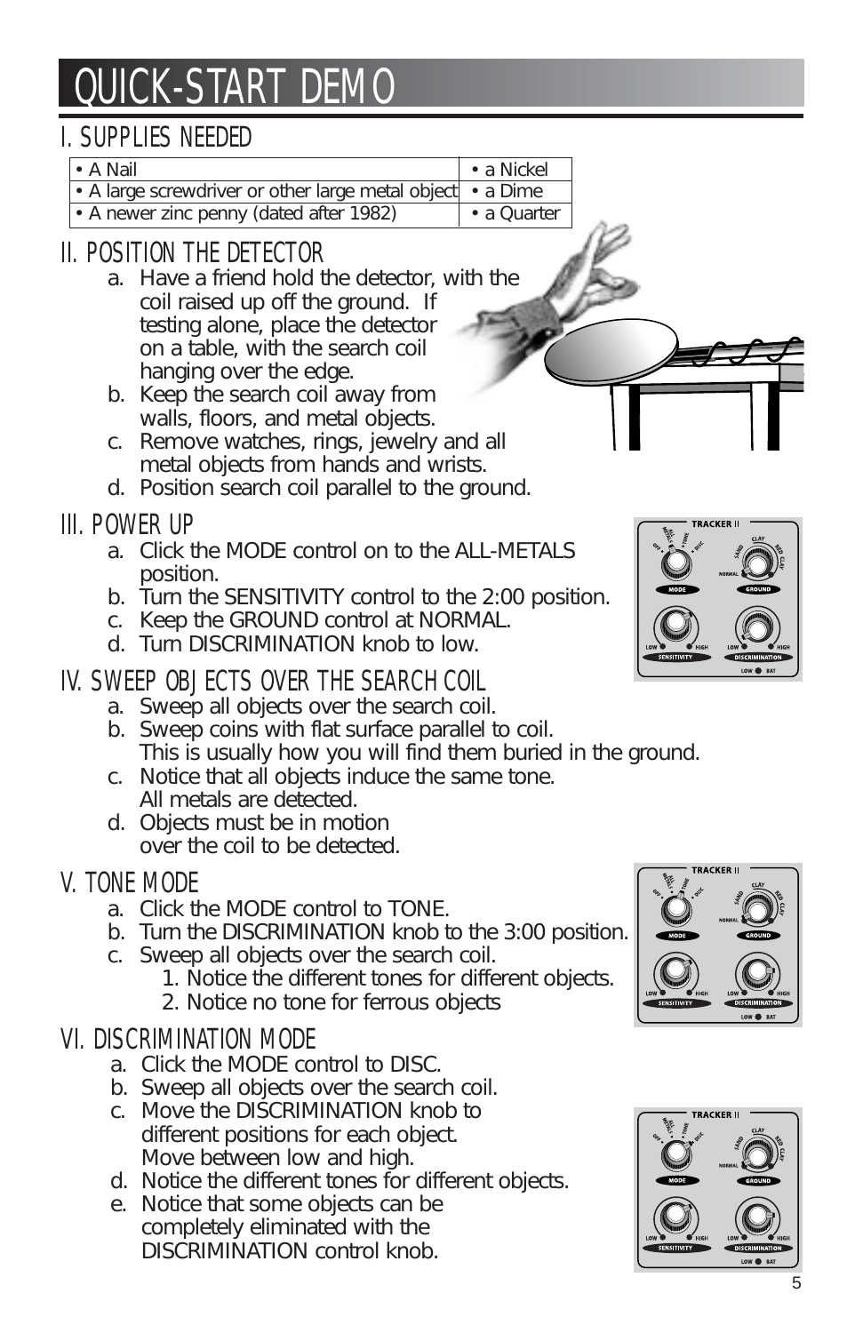# QUICK-START DEMO

## I. SUPPLIES NEEDED

| | |
|---|---|
| • A Nail | • a Nickel |
| • A large screwdriver or other large metal object | • a Dime |
| • A newer zinc penny (dated after 1982) | • a Quarter |

## II. POSITION THE DETECTOR

a. Have a friend hold the detector, with the coil raised up off the ground. If testing alone, place the detector on a table, with the search coil hanging over the edge.

b. Keep the search coil away from walls, floors, and metal objects.

c. Remove watches, rings, jewelry and all metal objects from hands and wrists.

d. Position search coil parallel to the ground.

## III. POWER UP

a. Click the MODE control on to the ALL-METALS position.

b. Turn the SENSITIVITY control to the 2:00 position.

c. Keep the GROUND control at NORMAL.

d. Turn DISCRIMINATION knob to low.

## IV. SWEEP OBJECTS OVER THE SEARCH COIL

a. Sweep all objects over the search coil.

b. Sweep coins with flat surface parallel to coil. This is usually how you will find them buried in the ground.

c. Notice that all objects induce the same tone. All metals are detected.

d. Objects must be in motion over the coil to be detected.

## V. TONE MODE

a. Click the MODE control to TONE.

b. Turn the DISCRIMINATION knob to the 3:00 position.

c. Sweep all objects over the search coil.

   1. Notice the different tones for different objects.
   2. Notice no tone for ferrous objects

## VI. DISCRIMINATION MODE

a. Click the MODE control to DISC.

b. Sweep all objects over the search coil.

c. Move the DISCRIMINATION knob to different positions for each object. Move between low and high.

d. Notice the different tones for different objects.

e. Notice that some objects can be completely eliminated with the DISCRIMINATION control knob.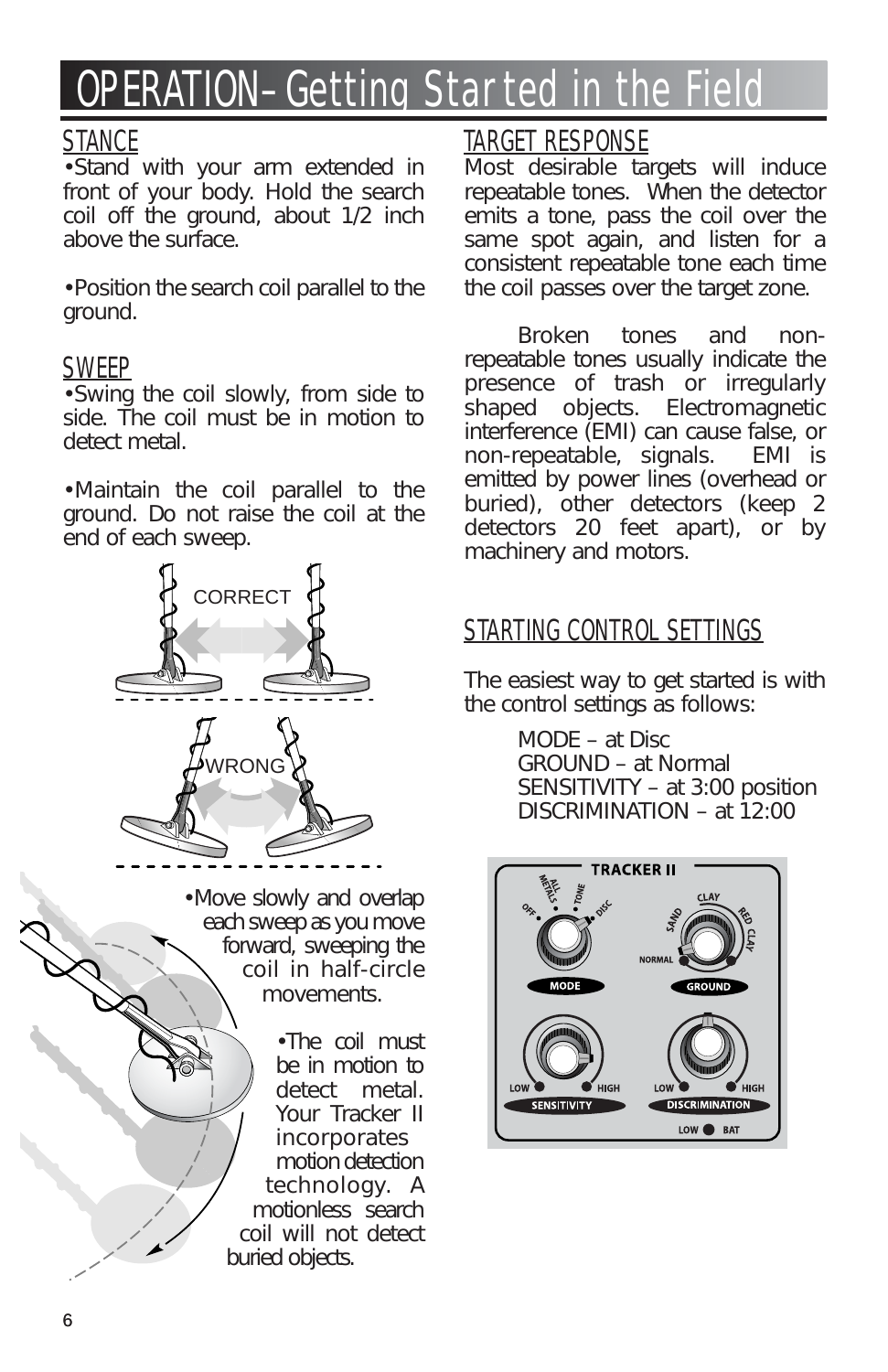# OPERATION–Getting Started in the Field

## STANCE

- Stand with your arm extended in front of your body. Hold the search coil off the ground, about 1/2 inch above the surface.
- Position the search coil parallel to the ground.

## SWEEP

- Swing the coil slowly, from side to side. The coil must be in motion to detect metal.
- Maintain the coil parallel to the ground. Do not raise the coil at the end of each sweep.

CORRECT

WRONG

- Move slowly and overlap each sweep as you move forward, sweeping the coil in half-circle movements.
- The coil must be in motion to detect metal. Your Tracker II incorporates motion detection technology. A motionless search coil will not detect buried objects.

## TARGET RESPONSE

Most desirable targets will induce repeatable tones. When the detector emits a tone, pass the coil over the same spot again, and listen for a consistent repeatable tone each time the coil passes over the target zone.

Broken tones and non-repeatable tones usually indicate the presence of trash or irregularly shaped objects. Electromagnetic interference (EMI) can cause false, or non-repeatable, signals. EMI is emitted by power lines (overhead or buried), other detectors (keep 2 detectors 20 feet apart), or by machinery and motors.

## STARTING CONTROL SETTINGS

The easiest way to get started is with the control settings as follows:

MODE – at Disc
GROUND – at Normal
SENSITIVITY – at 3:00 position
DISCRIMINATION – at 12:00

TRACKER II

OFF, ALL METALS, TONE, DISC — MODE

NORMAL, SAND, CLAY, RED CLAY — GROUND

LOW, HIGH — SENSITIVITY

LOW, HIGH — DISCRIMINATION

LOW BAT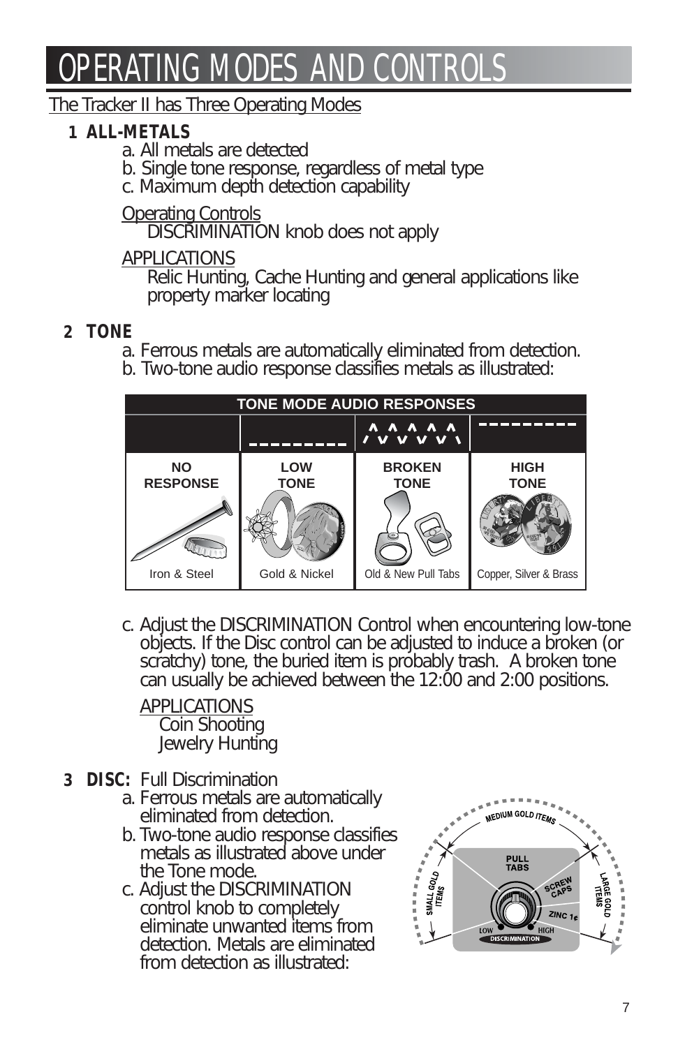# OPERATING MODES AND CONTROLS

The Tracker II has Three Operating Modes

**1 ALL-METALS**

a. All metals are detected
b. Single tone response, regardless of metal type
c. Maximum depth detection capability

Operating Controls
DISCRIMINATION knob does not apply

APPLICATIONS
Relic Hunting, Cache Hunting and general applications like property marker locating

**2 TONE**

a. Ferrous metals are automatically eliminated from detection.
b. Two-tone audio response classifies metals as illustrated:

| TONE MODE AUDIO RESPONSES | | | |
|---|---|---|---|
| NO RESPONSE | LOW TONE | BROKEN TONE | HIGH TONE |
| Iron & Steel | Gold & Nickel | Old & New Pull Tabs | Copper, Silver & Brass |

c. Adjust the DISCRIMINATION Control when encountering low-tone objects. If the Disc control can be adjusted to induce a broken (or scratchy) tone, the buried item is probably trash. A broken tone can usually be achieved between the 12:00 and 2:00 positions.

APPLICATIONS
Coin Shooting
Jewelry Hunting

**3 DISC:** Full Discrimination

a. Ferrous metals are automatically eliminated from detection.
b. Two-tone audio response classifies metals as illustrated above under the Tone mode.
c. Adjust the DISCRIMINATION control knob to completely eliminate unwanted items from detection. Metals are eliminated from detection as illustrated: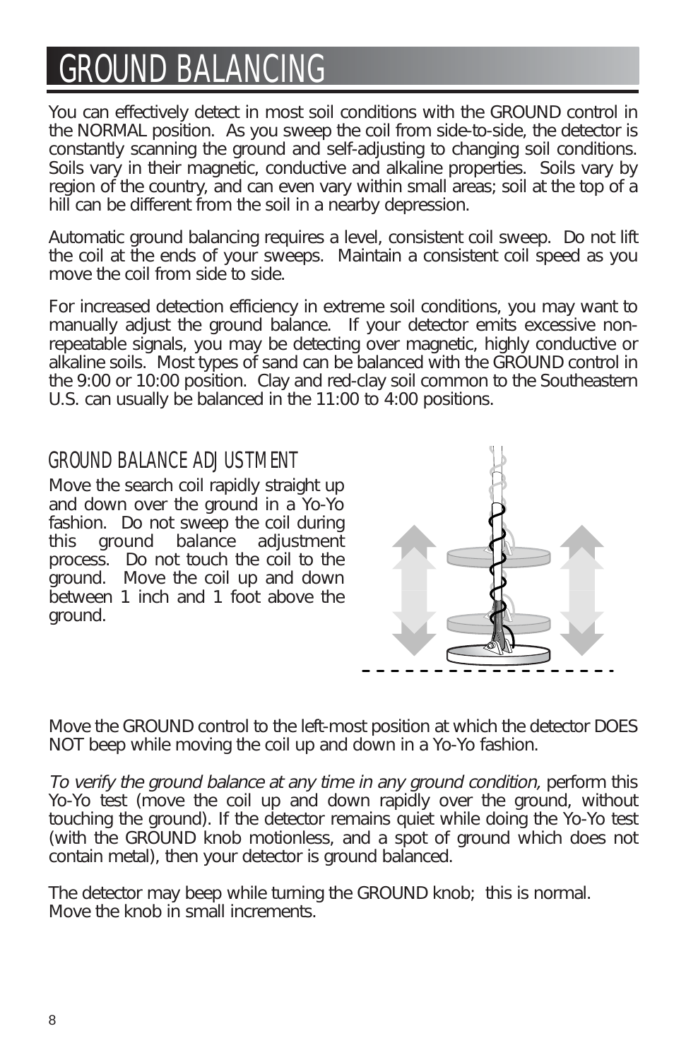# GROUND BALANCING

You can effectively detect in most soil conditions with the GROUND control in the NORMAL position. As you sweep the coil from side-to-side, the detector is constantly scanning the ground and self-adjusting to changing soil conditions. Soils vary in their magnetic, conductive and alkaline properties. Soils vary by region of the country, and can even vary within small areas; soil at the top of a hill can be different from the soil in a nearby depression.

Automatic ground balancing requires a level, consistent coil sweep. Do not lift the coil at the ends of your sweeps. Maintain a consistent coil speed as you move the coil from side to side.

For increased detection efficiency in extreme soil conditions, you may want to manually adjust the ground balance. If your detector emits excessive non-repeatable signals, you may be detecting over magnetic, highly conductive or alkaline soils. Most types of sand can be balanced with the GROUND control in the 9:00 or 10:00 position. Clay and red-clay soil common to the Southeastern U.S. can usually be balanced in the 11:00 to 4:00 positions.

## GROUND BALANCE ADJUSTMENT

Move the search coil rapidly straight up and down over the ground in a Yo-Yo fashion. Do not sweep the coil during this ground balance adjustment process. Do not touch the coil to the ground. Move the coil up and down between 1 inch and 1 foot above the ground.

Move the GROUND control to the left-most position at which the detector DOES NOT beep while moving the coil up and down in a Yo-Yo fashion.

*To verify the ground balance at any time in any ground condition,* perform this Yo-Yo test (move the coil up and down rapidly over the ground, without touching the ground). If the detector remains quiet while doing the Yo-Yo test (with the GROUND knob motionless, and a spot of ground which does not contain metal), then your detector is ground balanced.

The detector may beep while turning the GROUND knob; this is normal.
Move the knob in small increments.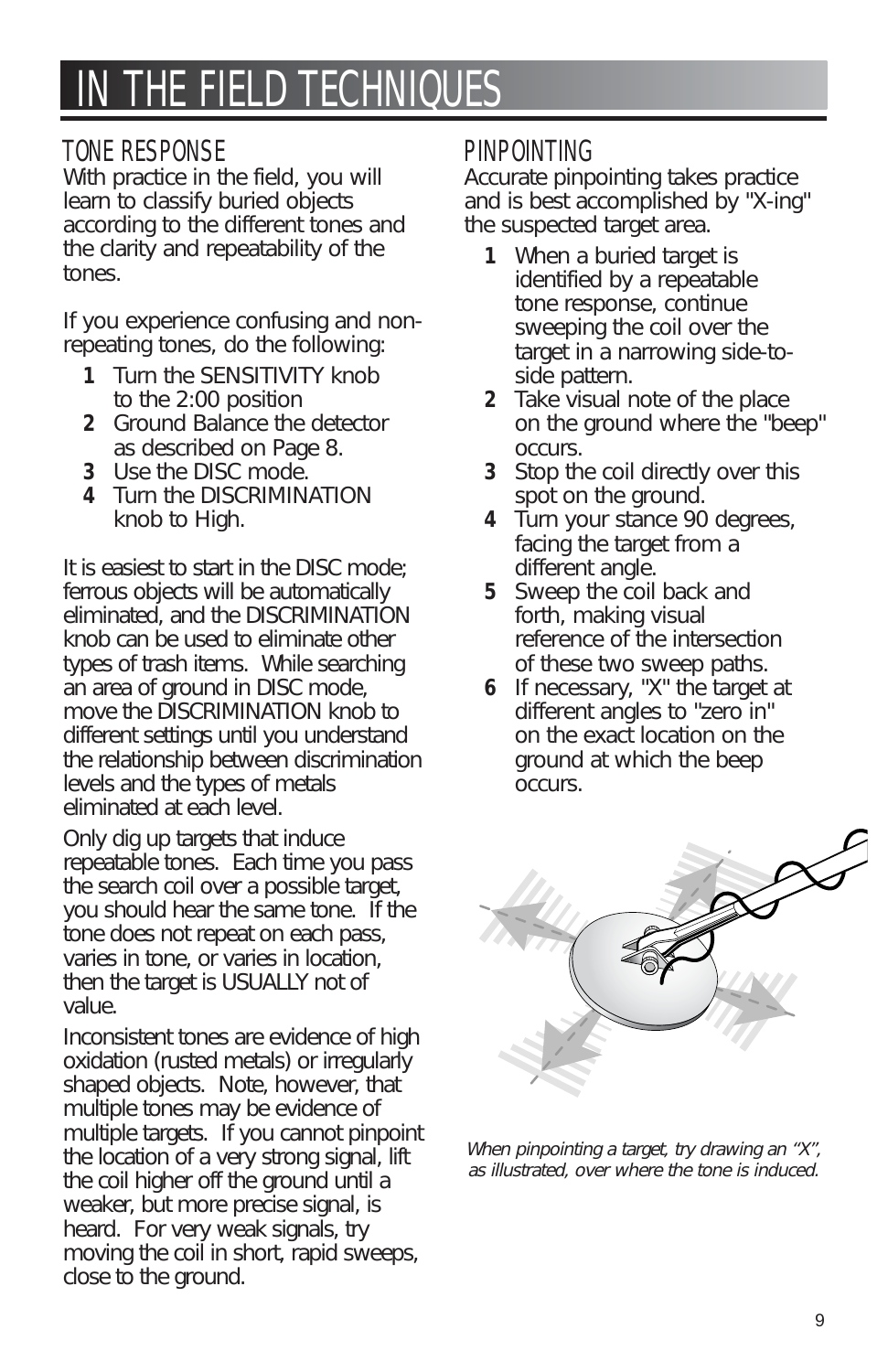# IN THE FIELD TECHNIQUES

## TONE RESPONSE

With practice in the field, you will learn to classify buried objects according to the different tones and the clarity and repeatability of the tones.

If you experience confusing and non-repeating tones, do the following:

1. Turn the SENSITIVITY knob to the 2:00 position
2. Ground Balance the detector as described on Page 8.
3. Use the DISC mode.
4. Turn the DISCRIMINATION knob to High.

It is easiest to start in the DISC mode; ferrous objects will be automatically eliminated, and the DISCRIMINATION knob can be used to eliminate other types of trash items. While searching an area of ground in DISC mode, move the DISCRIMINATION knob to different settings until you understand the relationship between discrimination levels and the types of metals eliminated at each level.

Only dig up targets that induce repeatable tones. Each time you pass the search coil over a possible target, you should hear the same tone. If the tone does not repeat on each pass, varies in tone, or varies in location, then the target is USUALLY not of value.

Inconsistent tones are evidence of high oxidation (rusted metals) or irregularly shaped objects. Note, however, that multiple tones may be evidence of multiple targets. If you cannot pinpoint the location of a very strong signal, lift the coil higher off the ground until a weaker, but more precise signal, is heard. For very weak signals, try moving the coil in short, rapid sweeps, close to the ground.

## PINPOINTING

Accurate pinpointing takes practice and is best accomplished by "X-ing" the suspected target area.

1. When a buried target is identified by a repeatable tone response, continue sweeping the coil over the target in a narrowing side-to-side pattern.
2. Take visual note of the place on the ground where the "beep" occurs.
3. Stop the coil directly over this spot on the ground.
4. Turn your stance 90 degrees, facing the target from a different angle.
5. Sweep the coil back and forth, making visual reference of the intersection of these two sweep paths.
6. If necessary, "X" the target at different angles to "zero in" on the exact location on the ground at which the beep occurs.

*When pinpointing a target, try drawing an "X", as illustrated, over where the tone is induced.*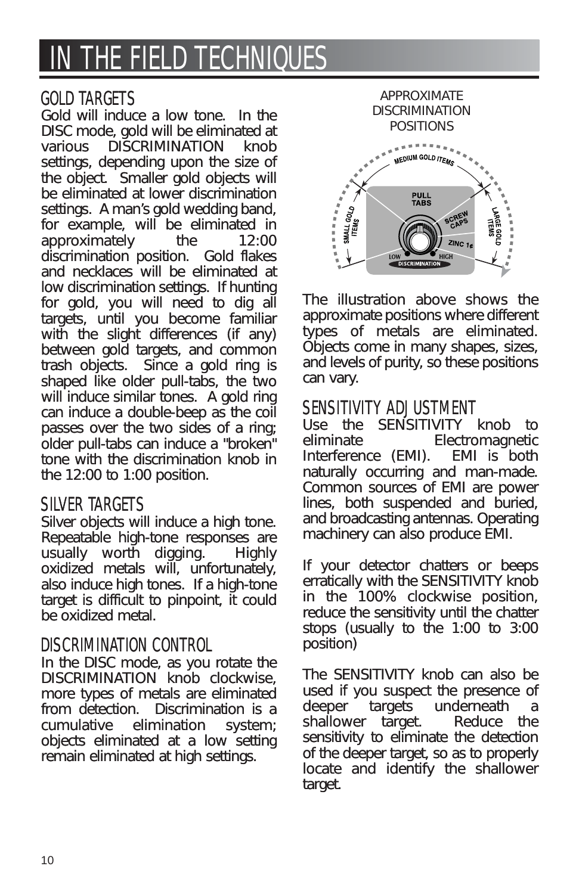# IN THE FIELD TECHNIQUES

## GOLD TARGETS

Gold will induce a low tone. In the DISC mode, gold will be eliminated at various DISCRIMINATION knob settings, depending upon the size of the object. Smaller gold objects will be eliminated at lower discrimination settings. A man's gold wedding band, for example, will be eliminated in approximately the 12:00 discrimination position. Gold flakes and necklaces will be eliminated at low discrimination settings. If hunting for gold, you will need to dig all targets, until you become familiar with the slight differences (if any) between gold targets, and common trash objects. Since a gold ring is shaped like older pull-tabs, the two will induce similar tones. A gold ring can induce a double-beep as the coil passes over the two sides of a ring; older pull-tabs can induce a "broken" tone with the discrimination knob in the 12:00 to 1:00 position.

## SILVER TARGETS

Silver objects will induce a high tone. Repeatable high-tone responses are usually worth digging. Highly oxidized metals will, unfortunately, also induce high tones. If a high-tone target is difficult to pinpoint, it could be oxidized metal.

## DISCRIMINATION CONTROL

In the DISC mode, as you rotate the DISCRIMINATION knob clockwise, more types of metals are eliminated from detection. Discrimination is a cumulative elimination system; objects eliminated at a low setting remain eliminated at high settings.

APPROXIMATE DISCRIMINATION POSITIONS

SMALL GOLD ITEMS — MEDIUM GOLD ITEMS — LARGE GOLD ITEMS

PULL TABS — SCREW CAPS — ZINC 1¢

LOW — DISCRIMINATION — HIGH

The illustration above shows the approximate positions where different types of metals are eliminated. Objects come in many shapes, sizes, and levels of purity, so these positions can vary.

## SENSITIVITY ADJUSTMENT

Use the SENSITIVITY knob to eliminate Electromagnetic Interference (EMI). EMI is both naturally occurring and man-made. Common sources of EMI are power lines, both suspended and buried, and broadcasting antennas. Operating machinery can also produce EMI.

If your detector chatters or beeps erratically with the SENSITIVITY knob in the 100% clockwise position, reduce the sensitivity until the chatter stops (usually to the 1:00 to 3:00 position)

The SENSITIVITY knob can also be used if you suspect the presence of deeper targets underneath a shallower target. Reduce the sensitivity to eliminate the detection of the deeper target, so as to properly locate and identify the shallower target.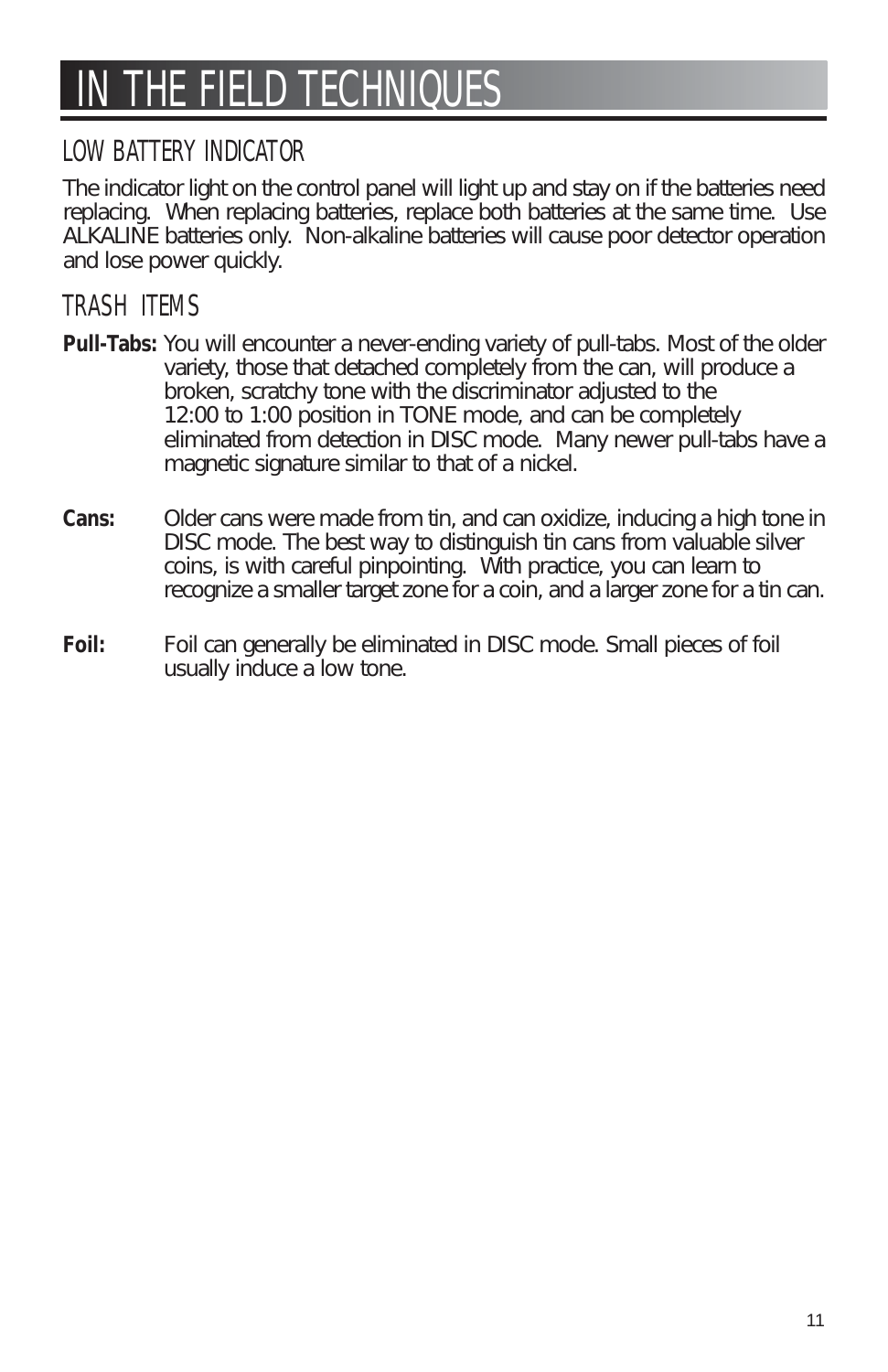# IN THE FIELD TECHNIQUES

## LOW BATTERY INDICATOR

The indicator light on the control panel will light up and stay on if the batteries need replacing. When replacing batteries, replace both batteries at the same time. Use ALKALINE batteries only. Non-alkaline batteries will cause poor detector operation and lose power quickly.

## TRASH ITEMS

**Pull-Tabs:** You will encounter a never-ending variety of pull-tabs. Most of the older variety, those that detached completely from the can, will produce a broken, scratchy tone with the discriminator adjusted to the 12:00 to 1:00 position in TONE mode, and can be completely eliminated from detection in DISC mode. Many newer pull-tabs have a magnetic signature similar to that of a nickel.

**Cans:** Older cans were made from tin, and can oxidize, inducing a high tone in DISC mode. The best way to distinguish tin cans from valuable silver coins, is with careful pinpointing. With practice, you can learn to recognize a smaller target zone for a coin, and a larger zone for a tin can.

**Foil:** Foil can generally be eliminated in DISC mode. Small pieces of foil usually induce a low tone.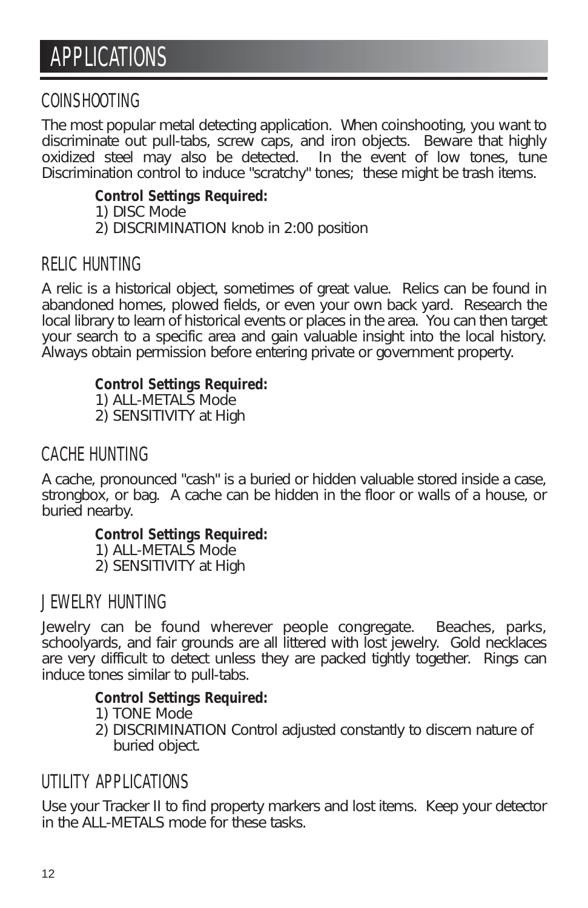# APPLICATIONS

## COINSHOOTING

The most popular metal detecting application. When coinshooting, you want to discriminate out pull-tabs, screw caps, and iron objects. Beware that highly oxidized steel may also be detected. In the event of low tones, tune Discrimination control to induce "scratchy" tones; these might be trash items.

**Control Settings Required:**
1) DISC Mode
2) DISCRIMINATION knob in 2:00 position

## RELIC HUNTING

A relic is a historical object, sometimes of great value. Relics can be found in abandoned homes, plowed fields, or even your own back yard. Research the local library to learn of historical events or places in the area. You can then target your search to a specific area and gain valuable insight into the local history. Always obtain permission before entering private or government property.

**Control Settings Required:**
1) ALL-METALS Mode
2) SENSITIVITY at High

## CACHE HUNTING

A cache, pronounced "cash" is a buried or hidden valuable stored inside a case, strongbox, or bag. A cache can be hidden in the floor or walls of a house, or buried nearby.

**Control Settings Required:**
1) ALL-METALS Mode
2) SENSITIVITY at High

## JEWELRY HUNTING

Jewelry can be found wherever people congregate. Beaches, parks, schoolyards, and fair grounds are all littered with lost jewelry. Gold necklaces are very difficult to detect unless they are packed tightly together. Rings can induce tones similar to pull-tabs.

**Control Settings Required:**
1) TONE Mode
2) DISCRIMINATION Control adjusted constantly to discern nature of buried object.

## UTILITY APPLICATIONS

Use your Tracker II to find property markers and lost items. Keep your detector in the ALL-METALS mode for these tasks.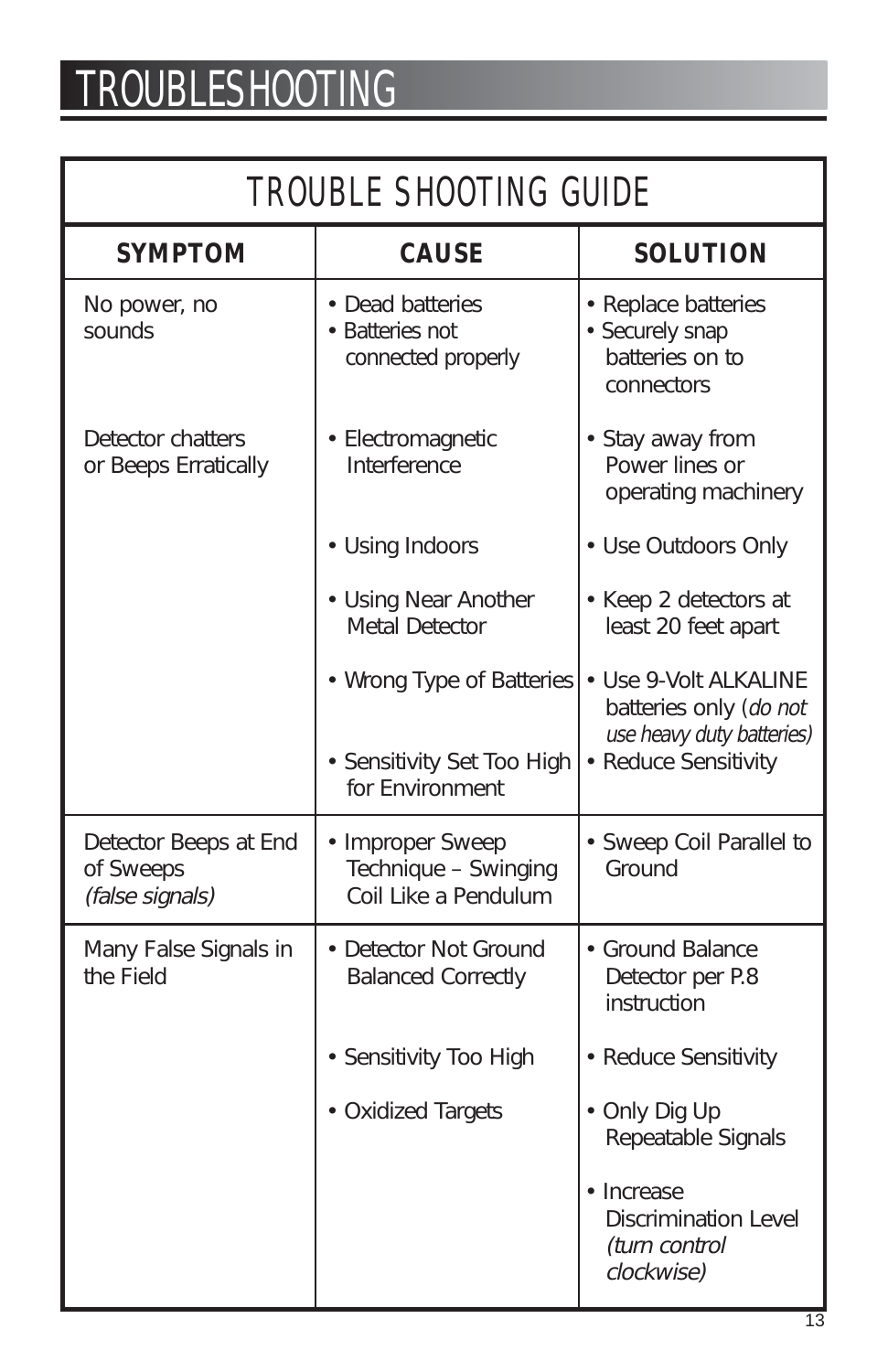# TROUBLESHOOTING

## TROUBLE SHOOTING GUIDE

| SYMPTOM | CAUSE | SOLUTION |
|---|---|---|
| No power, no sounds | • Dead batteries<br>• Batteries not connected properly | • Replace batteries<br>• Securely snap batteries on to connectors |
| Detector chatters or Beeps Erratically | • Electromagnetic Interference | • Stay away from Power lines or operating machinery |
| | • Using Indoors | • Use Outdoors Only |
| | • Using Near Another Metal Detector | • Keep 2 detectors at least 20 feet apart |
| | • Wrong Type of Batteries | • Use 9-Volt ALKALINE batteries only (*do not use heavy duty batteries)* |
| | • Sensitivity Set Too High for Environment | • Reduce Sensitivity |
| Detector Beeps at End of Sweeps *(false signals)* | • Improper Sweep Technique – Swinging Coil Like a Pendulum | • Sweep Coil Parallel to Ground |
| Many False Signals in the Field | • Detector Not Ground Balanced Correctly | • Ground Balance Detector per P.8 instruction |
| | • Sensitivity Too High | • Reduce Sensitivity |
| | • Oxidized Targets | • Only Dig Up Repeatable Signals |
| | | • Increase Discrimination Level *(turn control clockwise)* |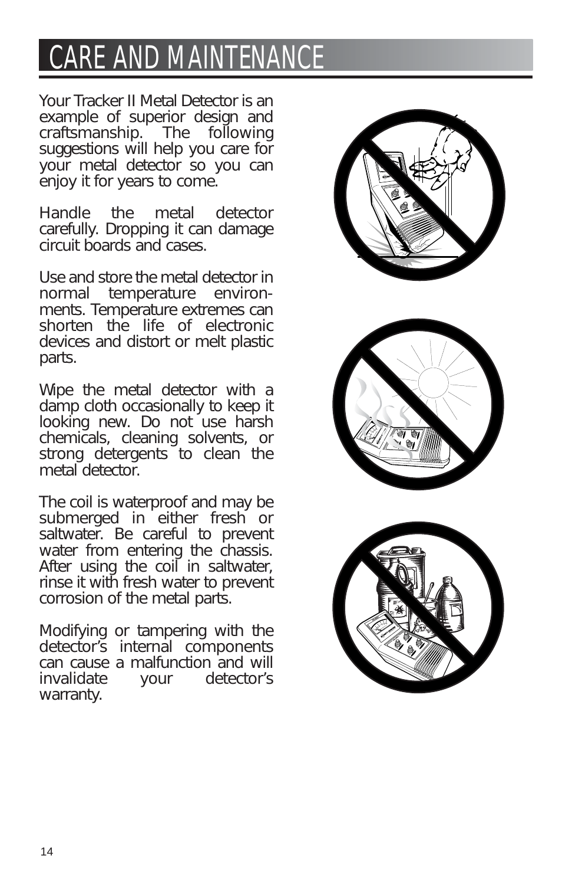# CARE AND MAINTENANCE

Your Tracker II Metal Detector is an example of superior design and craftsmanship. The following suggestions will help you care for your metal detector so you can enjoy it for years to come.

Handle the metal detector carefully. Dropping it can damage circuit boards and cases.

Use and store the metal detector in normal temperature environments. Temperature extremes can shorten the life of electronic devices and distort or melt plastic parts.

Wipe the metal detector with a damp cloth occasionally to keep it looking new. Do not use harsh chemicals, cleaning solvents, or strong detergents to clean the metal detector.

The coil is waterproof and may be submerged in either fresh or saltwater. Be careful to prevent water from entering the chassis. After using the coil in saltwater, rinse it with fresh water to prevent corrosion of the metal parts.

Modifying or tampering with the detector's internal components can cause a malfunction and will invalidate your detector's warranty.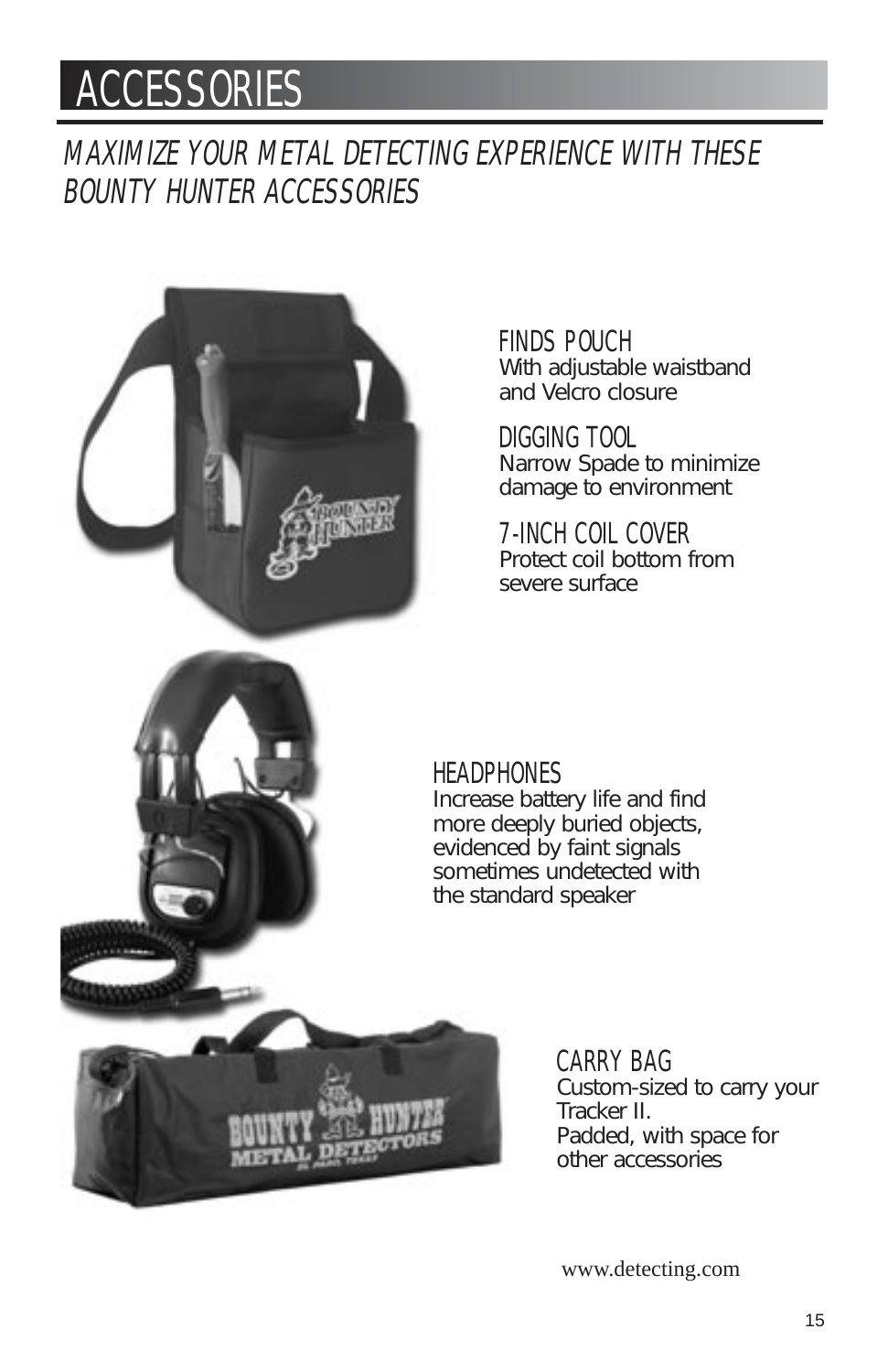# ACCESSORIES

*MAXIMIZE YOUR METAL DETECTING EXPERIENCE WITH THESE BOUNTY HUNTER ACCESSORIES*

FINDS POUCH
With adjustable waistband and Velcro closure

DIGGING TOOL
Narrow Spade to minimize damage to environment

7-INCH COIL COVER
Protect coil bottom from severe surface

HEADPHONES
Increase battery life and find more deeply buried objects, evidenced by faint signals sometimes undetected with the standard speaker

CARRY BAG
Custom-sized to carry your Tracker II.
Padded, with space for other accessories

www.detecting.com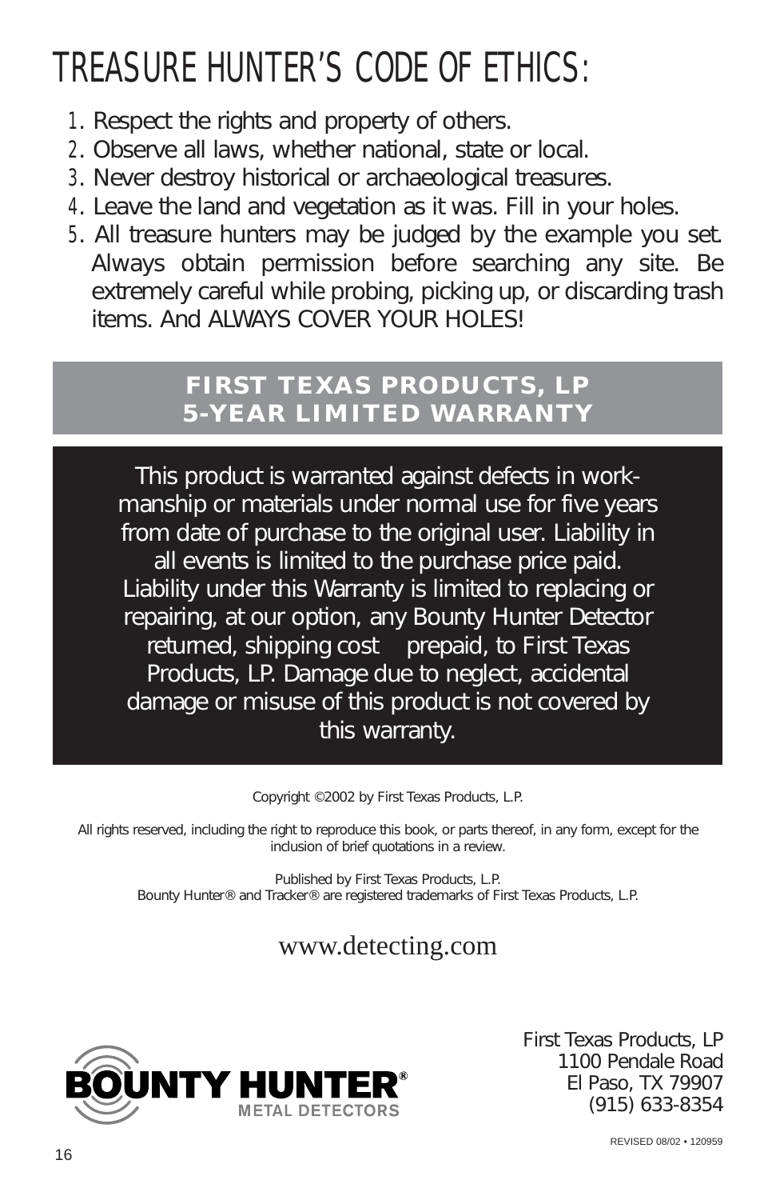# TREASURE HUNTER'S CODE OF ETHICS:

1. Respect the rights and property of others.
2. Observe all laws, whether national, state or local.
3. Never destroy historical or archaeological treasures.
4. Leave the land and vegetation as it was. Fill in your holes.
5. All treasure hunters may be judged by the example you set. Always obtain permission before searching any site. Be extremely careful while probing, picking up, or discarding trash items. And ALWAYS COVER YOUR HOLES!

## FIRST TEXAS PRODUCTS, LP
## 5-YEAR LIMITED WARRANTY

This product is warranted against defects in workmanship or materials under normal use for five years from date of purchase to the original user. Liability in all events is limited to the purchase price paid. Liability under this Warranty is limited to replacing or repairing, at our option, any Bounty Hunter Detector returned, shipping cost prepaid, to First Texas Products, LP. Damage due to neglect, accidental damage or misuse of this product is not covered by this warranty.

Copyright ©2002 by First Texas Products, L.P.

All rights reserved, including the right to reproduce this book, or parts thereof, in any form, except for the inclusion of brief quotations in a review.

Published by First Texas Products, L.P.
Bounty Hunter® and Tracker® are registered trademarks of First Texas Products, L.P.

www.detecting.com

BOUNTY HUNTER® METAL DETECTORS

First Texas Products, LP
1100 Pendale Road
El Paso, TX 79907
(915) 633-8354

REVISED 08/02 • 120959